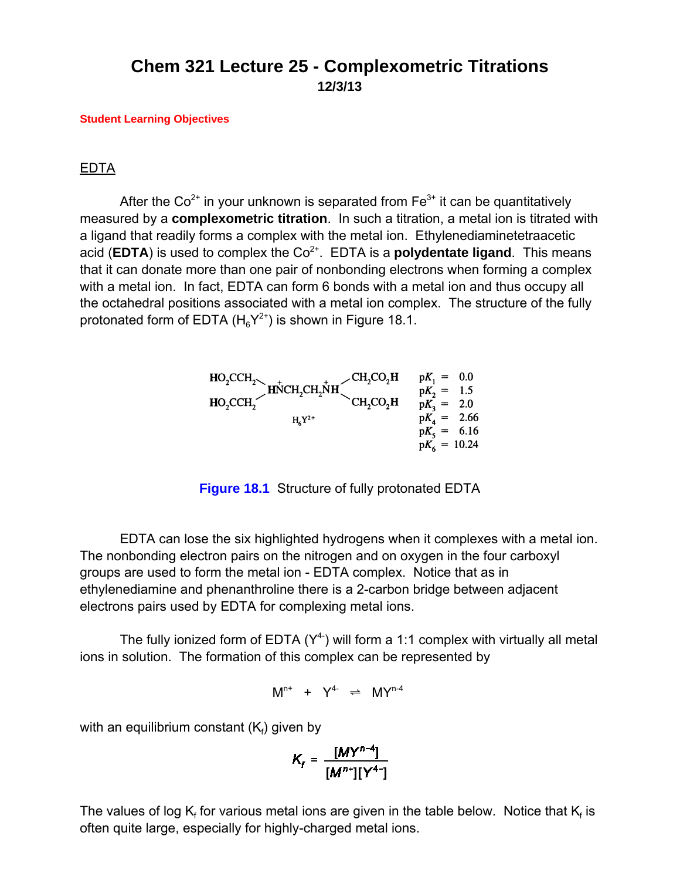# Chem 321 Lecture 25 - Complexometric Titrations

**12/3/13**

**Student Learning Objectives**

## EDTA

After the $Co^{2+}$ in your unknown is separated from $Fe^{3+}$ it can be quantitatively measured by a **complexometric titration**. In such a titration, a metal ion is titrated with a ligand that readily forms a complex with the metal ion. Ethylenediaminetetraacetic acid (**EDTA**) is used to complex the $Co^{2+}$. EDTA is a **polydentate ligand**. This means that it can donate more than one pair of nonbonding electrons when forming a complex with a metal ion. In fact, EDTA can form 6 bonds with a metal ion and thus occupy all the octahedral positions associated with a metal ion complex. The structure of the fully protonated form of EDTA ($H_6Y^{2+}$) is shown in Figure 18.1.

$$(HO_2CCH_2)_2\overset{+}{N}HCH_2CH_2\overset{+}{N}H(CH_2CO_2H)_2 \qquad H_6Y^{2+}$$

$pK_1 = 0.0$
$pK_2 = 1.5$
$pK_3 = 2.0$
$pK_4 = 2.66$
$pK_5 = 6.16$
$pK_6 = 10.24$

**Figure 18.1** Structure of fully protonated EDTA

EDTA can lose the six highlighted hydrogens when it complexes with a metal ion. The nonbonding electron pairs on the nitrogen and on oxygen in the four carboxyl groups are used to form the metal ion - EDTA complex. Notice that as in ethylenediamine and phenanthroline there is a 2-carbon bridge between adjacent electrons pairs used by EDTA for complexing metal ions.

The fully ionized form of EDTA ($Y^{4-}$) will form a 1:1 complex with virtually all metal ions in solution. The formation of this complex can be represented by

$$M^{n+} + Y^{4-} \rightleftharpoons MY^{n-4}$$

with an equilibrium constant ($K_f$) given by

$$K_f = \frac{[MY^{n-4}]}{[M^{n+}][Y^{4-}]}$$

The values of log $K_f$ for various metal ions are given in the table below. Notice that $K_f$ is often quite large, especially for highly-charged metal ions.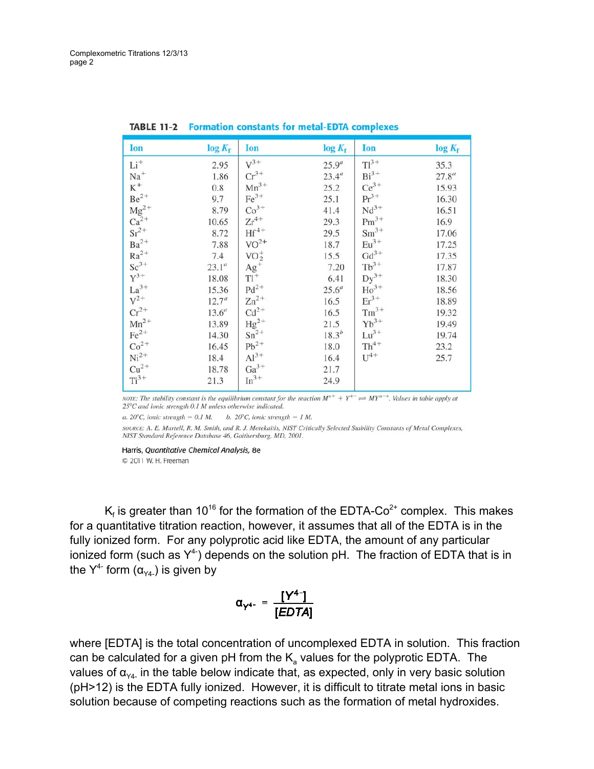**TABLE 11-2 Formation constants for metal-EDTA complexes**

| Ion | log $K_f$ | Ion | log $K_f$ | Ion | log $K_f$ |
|---|---|---|---|---|---|
| $Li^+$ | 2.95 | $V^{3+}$ | 25.9[a] | $Tl^{3+}$ | 35.3 |
| $Na^+$ | 1.86 | $Cr^{3+}$ | 23.4[a] | $Bi^{3+}$ | 27.8[a] |
| $K^+$ | 0.8 | $Mn^{3+}$ | 25.2 | $Ce^{3+}$ | 15.93 |
| $Be^{2+}$ | 9.7 | $Fe^{3+}$ | 25.1 | $Pr^{3+}$ | 16.30 |
| $Mg^{2+}$ | 8.79 | $Co^{3+}$ | 41.4 | $Nd^{3+}$ | 16.51 |
| $Ca^{2+}$ | 10.65 | $Zr^{4+}$ | 29.3 | $Pm^{3+}$ | 16.9 |
| $Sr^{2+}$ | 8.72 | $Hf^{4+}$ | 29.5 | $Sm^{3+}$ | 17.06 |
| $Ba^{2+}$ | 7.88 | $VO^{2+}$ | 18.7 | $Eu^{3+}$ | 17.25 |
| $Ra^{2+}$ | 7.4 | $VO_2^+$ | 15.5 | $Gd^{3+}$ | 17.35 |
| $Sc^{3+}$ | 23.1[a] | $Ag^+$ | 7.20 | $Tb^{3+}$ | 17.87 |
| $Y^{3+}$ | 18.08 | $Tl^+$ | 6.41 | $Dy^{3+}$ | 18.30 |
| $La^{3+}$ | 15.36 | $Pd^{2+}$ | 25.6[a] | $Ho^{3+}$ | 18.56 |
| $V^{2+}$ | 12.7[a] | $Zn^{2+}$ | 16.5 | $Er^{3+}$ | 18.89 |
| $Cr^{2+}$ | 13.6[a] | $Cd^{2+}$ | 16.5 | $Tm^{3+}$ | 19.32 |
| $Mn^{2+}$ | 13.89 | $Hg^{2+}$ | 21.5 | $Yb^{3+}$ | 19.49 |
| $Fe^{2+}$ | 14.30 | $Sn^{2+}$ | 18.3[b] | $Lu^{3+}$ | 19.74 |
| $Co^{2+}$ | 16.45 | $Pb^{2+}$ | 18.0 | $Th^{4+}$ | 23.2 |
| $Ni^{2+}$ | 18.4 | $Al^{3+}$ | 16.4 | $U^{4+}$ | 25.7 |
| $Cu^{2+}$ | 18.78 | $Ga^{3+}$ | 21.7 | | |
| $Ti^{3+}$ | 21.3 | $In^{3+}$ | 24.9 | | |

*NOTE: The stability constant is the equilibrium constant for the reaction $M^{n+} + Y^{4-} \rightleftharpoons MY^{n-4}$. Values in table apply at 25°C and ionic strength 0.1 M unless otherwise indicated.*

*a. 20°C, ionic strength = 0.1 M. b. 20°C, ionic strength = 1 M.*

*SOURCE: A. E. Martell, R. M. Smith, and R. J. Motekaitis, NIST Critically Selected Stability Constants of Metal Complexes, NIST Standard Reference Database 46, Gaithersburg, MD, 2001.*

Harris, *Quantitative Chemical Analysis*, 8e
© 2011 W. H. Freeman

$K_f$ is greater than $10^{16}$ for the formation of the EDTA-$Co^{2+}$ complex. This makes for a quantitative titration reaction, however, it assumes that all of the EDTA is in the fully ionized form. For any polyprotic acid like EDTA, the amount of any particular ionized form (such as $Y^{4-}$) depends on the solution pH. The fraction of EDTA that is in the $Y^{4-}$ form ($\alpha_{Y4-}$) is given by

$$\alpha_{Y4-} = \frac{[Y^{4-}]}{[EDTA]}$$

where [EDTA] is the total concentration of uncomplexed EDTA in solution. This fraction can be calculated for a given pH from the $K_a$ values for the polyprotic EDTA. The values of $\alpha_{Y4-}$ in the table below indicate that, as expected, only in very basic solution (pH>12) is the EDTA fully ionized. However, it is difficult to titrate metal ions in basic solution because of competing reactions such as the formation of metal hydroxides.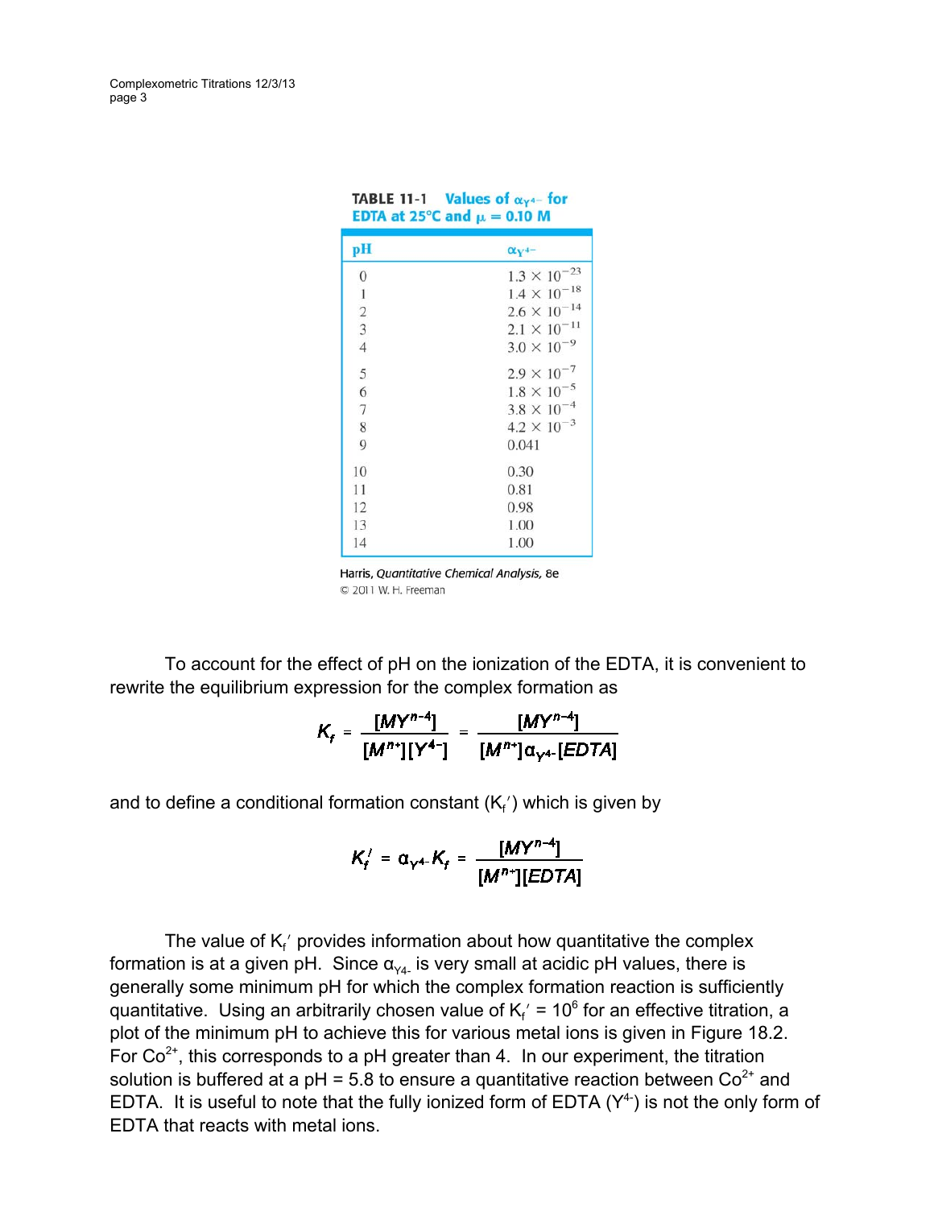**TABLE 11-1 Values of $\alpha_{Y^{4-}}$ for EDTA at 25°C and $\mu$ = 0.10 M**

| pH | $\alpha_{Y^{4-}}$ |
|---|---|
| 0 | $1.3 \times 10^{-23}$ |
| 1 | $1.4 \times 10^{-18}$ |
| 2 | $2.6 \times 10^{-14}$ |
| 3 | $2.1 \times 10^{-11}$ |
| 4 | $3.0 \times 10^{-9}$ |
| 5 | $2.9 \times 10^{-7}$ |
| 6 | $1.8 \times 10^{-5}$ |
| 7 | $3.8 \times 10^{-4}$ |
| 8 | $4.2 \times 10^{-3}$ |
| 9 | 0.041 |
| 10 | 0.30 |
| 11 | 0.81 |
| 12 | 0.98 |
| 13 | 1.00 |
| 14 | 1.00 |

Harris, *Quantitative Chemical Analysis*, 8e
© 2011 W. H. Freeman

To account for the effect of pH on the ionization of the EDTA, it is convenient to rewrite the equilibrium expression for the complex formation as

$$K_f = \frac{[MY^{n-4}]}{[M^{n+}][Y^{4-}]} = \frac{[MY^{n-4}]}{[M^{n+}]\alpha_{Y^{4-}}[EDTA]}$$

and to define a conditional formation constant ($K_f'$) which is given by

$$K_f' = \alpha_{Y^{4-}} K_f = \frac{[MY^{n-4}]}{[M^{n+}][EDTA]}$$

The value of $K_f'$ provides information about how quantitative the complex formation is at a given pH. Since $\alpha_{Y4-}$ is very small at acidic pH values, there is generally some minimum pH for which the complex formation reaction is sufficiently quantitative. Using an arbitrarily chosen value of $K_f' = 10^6$ for an effective titration, a plot of the minimum pH to achieve this for various metal ions is given in Figure 18.2. For $Co^{2+}$, this corresponds to a pH greater than 4. In our experiment, the titration solution is buffered at a pH = 5.8 to ensure a quantitative reaction between $Co^{2+}$ and EDTA. It is useful to note that the fully ionized form of EDTA ($Y^{4-}$) is not the only form of EDTA that reacts with metal ions.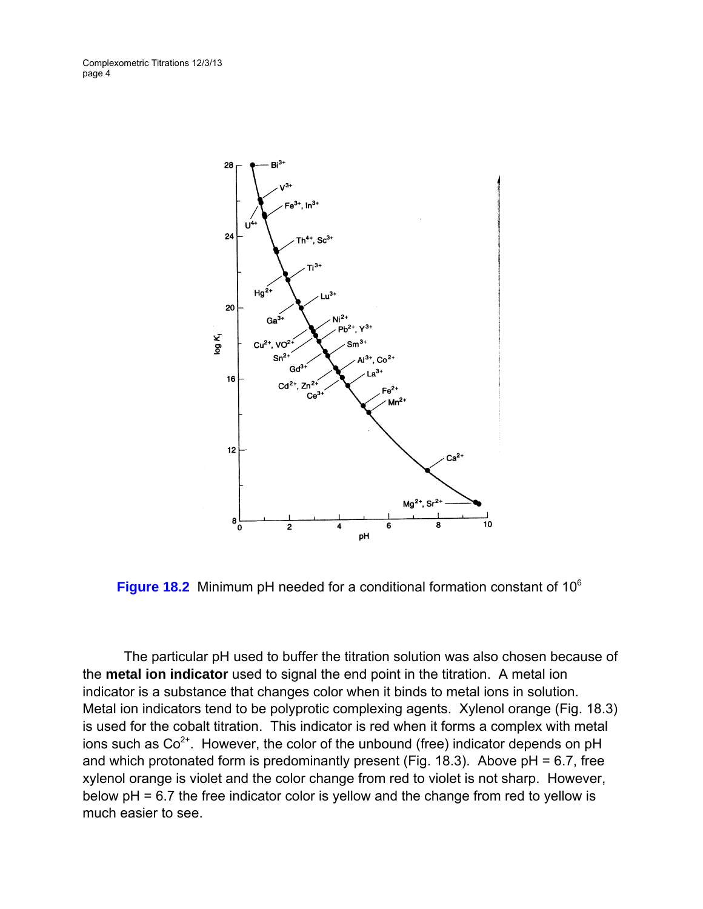**Figure 18.2** Minimum pH needed for a conditional formation constant of $10^6$

The particular pH used to buffer the titration solution was also chosen because of the **metal ion indicator** used to signal the end point in the titration. A metal ion indicator is a substance that changes color when it binds to metal ions in solution. Metal ion indicators tend to be polyprotic complexing agents. Xylenol orange (Fig. 18.3) is used for the cobalt titration. This indicator is red when it forms a complex with metal ions such as $Co^{2+}$. However, the color of the unbound (free) indicator depends on pH and which protonated form is predominantly present (Fig. 18.3). Above pH = 6.7, free xylenol orange is violet and the color change from red to violet is not sharp. However, below pH = 6.7 the free indicator color is yellow and the change from red to yellow is much easier to see.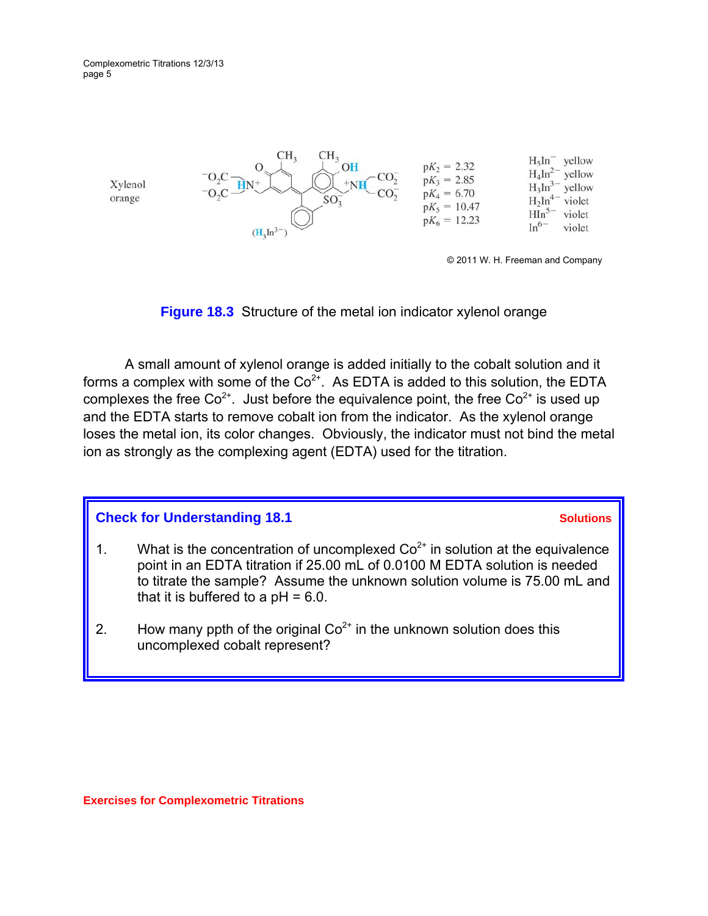Xylenol orange

($H_3In^{3-}$)

$pK_2 = 2.32$
$pK_3 = 2.85$
$pK_4 = 6.70$
$pK_5 = 10.47$
$pK_6 = 12.23$

$H_5In^{-}$ yellow
$H_4In^{2-}$ yellow
$H_3In^{3-}$ yellow
$H_2In^{4-}$ violet
$HIn^{5-}$ violet
$In^{6-}$ violet

© 2011 W. H. Freeman and Company

**Figure 18.3** Structure of the metal ion indicator xylenol orange

A small amount of xylenol orange is added initially to the cobalt solution and it forms a complex with some of the $Co^{2+}$. As EDTA is added to this solution, the EDTA complexes the free $Co^{2+}$. Just before the equivalence point, the free $Co^{2+}$ is used up and the EDTA starts to remove cobalt ion from the indicator. As the xylenol orange loses the metal ion, its color changes. Obviously, the indicator must not bind the metal ion as strongly as the complexing agent (EDTA) used for the titration.

### Check for Understanding 18.1

**Solutions**

1. What is the concentration of uncomplexed $Co^{2+}$ in solution at the equivalence point in an EDTA titration if 25.00 mL of 0.0100 M EDTA solution is needed to titrate the sample? Assume the unknown solution volume is 75.00 mL and that it is buffered to a pH = 6.0.

2. How many ppth of the original $Co^{2+}$ in the unknown solution does this uncomplexed cobalt represent?

**Exercises for Complexometric Titrations**